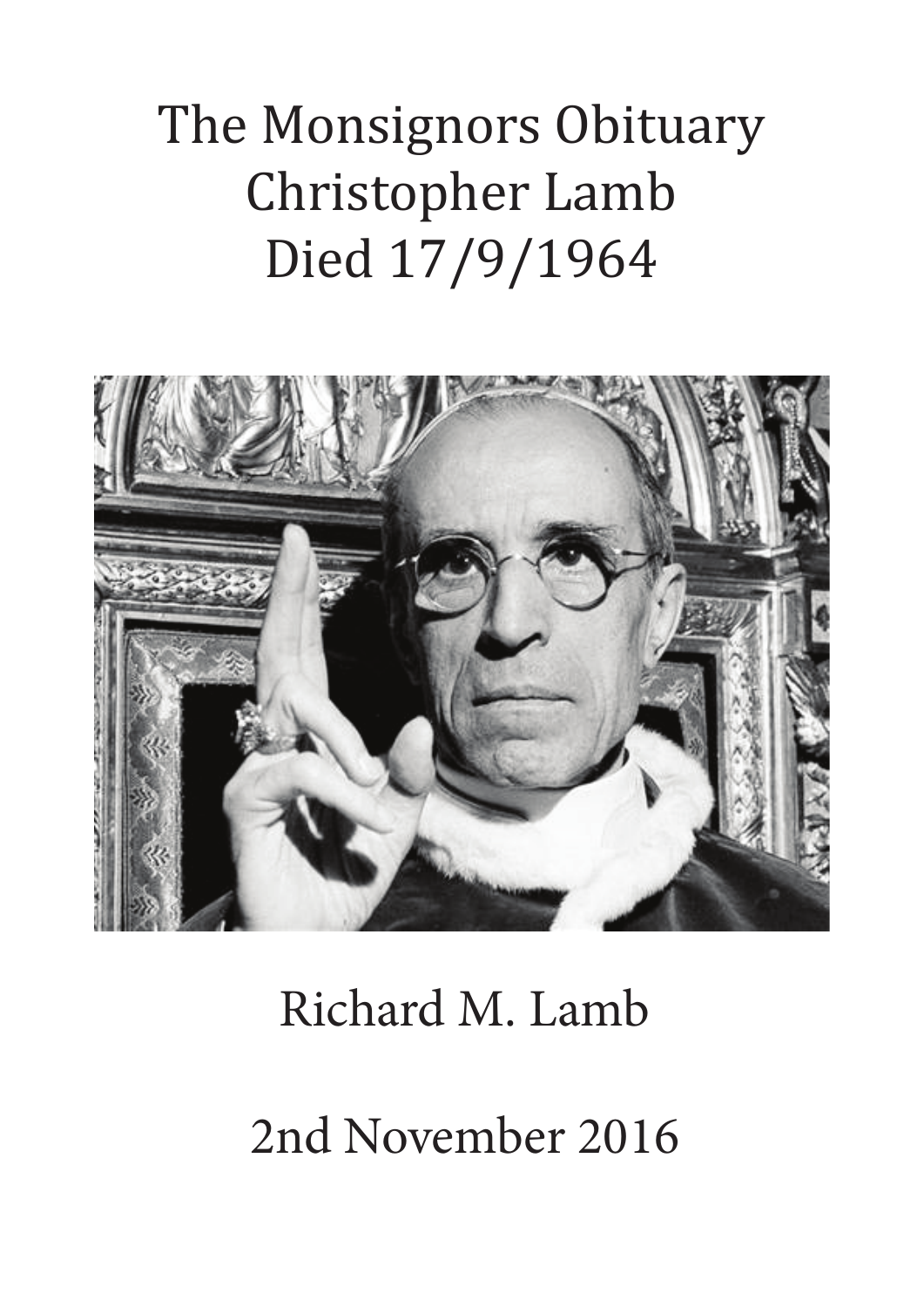# The Monsignors Obituary
# Christopher Lamb
# Died 17/9/1964

Richard M. Lamb

2nd November 2016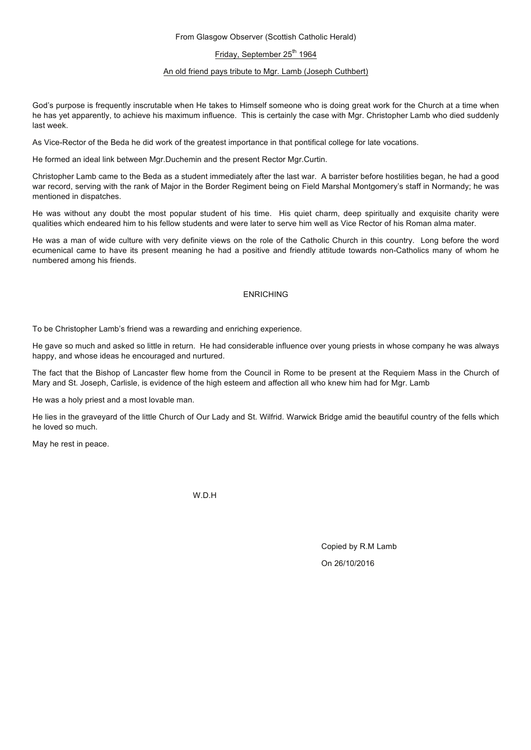From Glasgow Observer (Scottish Catholic Herald)

Friday, September 25th 1964

An old friend pays tribute to Mgr. Lamb (Joseph Cuthbert)

God's purpose is frequently inscrutable when He takes to Himself someone who is doing great work for the Church at a time when he has yet apparently, to achieve his maximum influence. This is certainly the case with Mgr. Christopher Lamb who died suddenly last week.

As Vice-Rector of the Beda he did work of the greatest importance in that pontifical college for late vocations.

He formed an ideal link between Mgr.Duchemin and the present Rector Mgr.Curtin.

Christopher Lamb came to the Beda as a student immediately after the last war. A barrister before hostilities began, he had a good war record, serving with the rank of Major in the Border Regiment being on Field Marshal Montgomery's staff in Normandy; he was mentioned in dispatches.

He was without any doubt the most popular student of his time. His quiet charm, deep spiritually and exquisite charity were qualities which endeared him to his fellow students and were later to serve him well as Vice Rector of his Roman alma mater.

He was a man of wide culture with very definite views on the role of the Catholic Church in this country. Long before the word ecumenical came to have its present meaning he had a positive and friendly attitude towards non-Catholics many of whom he numbered among his friends.

## ENRICHING

To be Christopher Lamb's friend was a rewarding and enriching experience.

He gave so much and asked so little in return. He had considerable influence over young priests in whose company he was always happy, and whose ideas he encouraged and nurtured.

The fact that the Bishop of Lancaster flew home from the Council in Rome to be present at the Requiem Mass in the Church of Mary and St. Joseph, Carlisle, is evidence of the high esteem and affection all who knew him had for Mgr. Lamb

He was a holy priest and a most lovable man.

He lies in the graveyard of the little Church of Our Lady and St. Wilfrid. Warwick Bridge amid the beautiful country of the fells which he loved so much.

May he rest in peace.

W.D.H

Copied by R.M Lamb

On 26/10/2016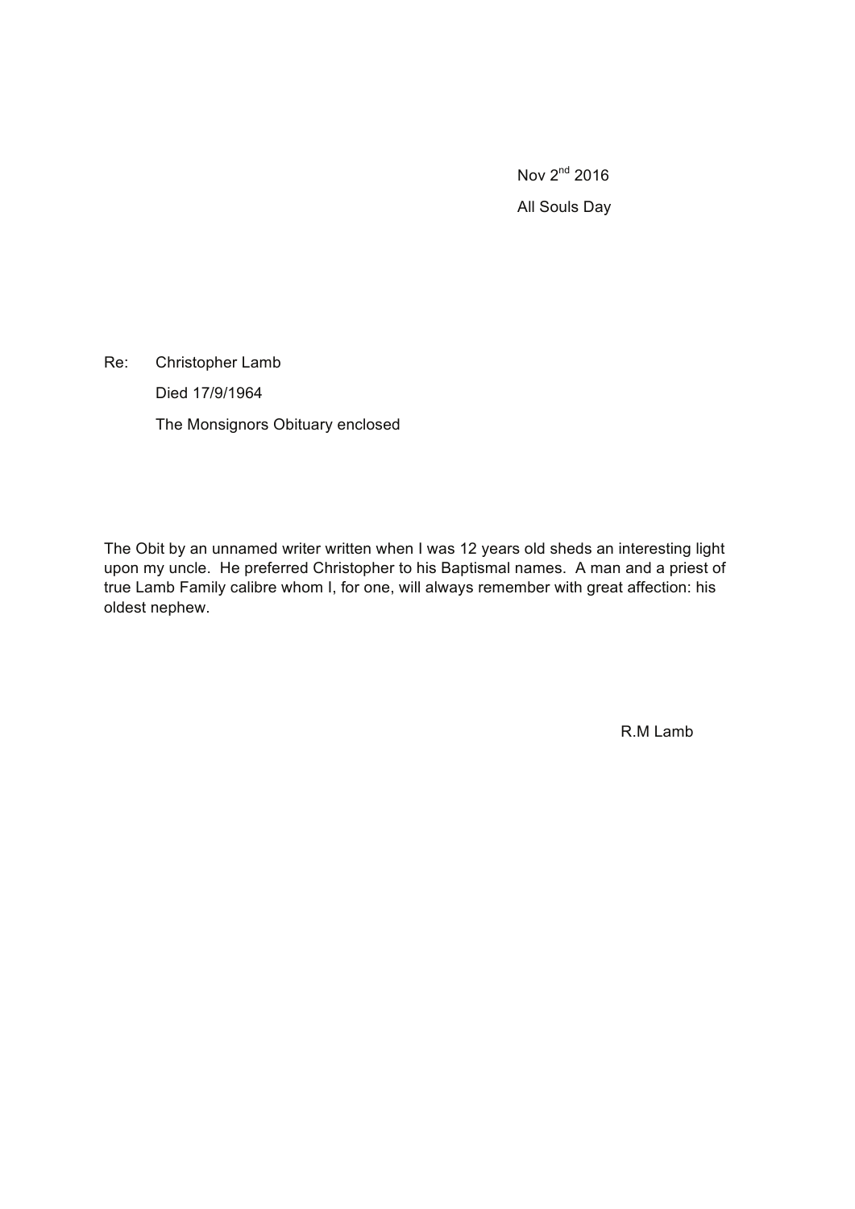Nov 2nd 2016

All Souls Day

Re: Christopher Lamb

Died 17/9/1964

The Monsignors Obituary enclosed

The Obit by an unnamed writer written when I was 12 years old sheds an interesting light upon my uncle. He preferred Christopher to his Baptismal names. A man and a priest of true Lamb Family calibre whom I, for one, will always remember with great affection: his oldest nephew.

R.M Lamb